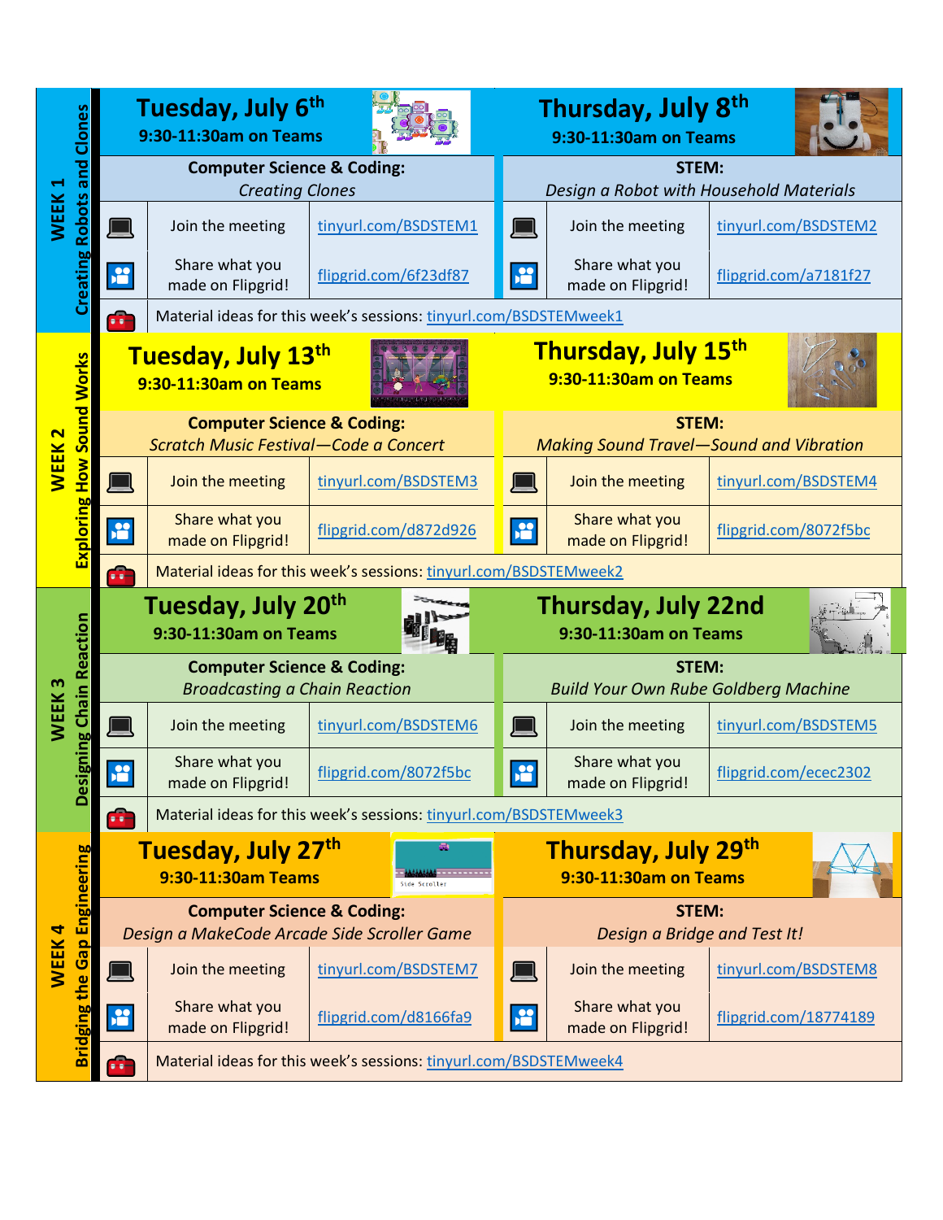## WEEK 1 — Creating Robots and Clones

| Tuesday, July 6th — 9:30-11:30am on Teams | | Thursday, July 8th — 9:30-11:30am on Teams | |
|---|---|---|---|
| **Computer Science & Coding:** *Creating Clones* | | **STEM:** *Design a Robot with Household Materials* | |
| Join the meeting | tinyurl.com/BSDSTEM1 | Join the meeting | tinyurl.com/BSDSTEM2 |
| Share what you made on Flipgrid! | flipgrid.com/6f23df87 | Share what you made on Flipgrid! | flipgrid.com/a7181f27 |

Material ideas for this week's sessions: tinyurl.com/BSDSTEMweek1

## WEEK 2 — Exploring How Sound Works

| Tuesday, July 13th — 9:30-11:30am on Teams | | Thursday, July 15th — 9:30-11:30am on Teams | |
|---|---|---|---|
| **Computer Science & Coding:** *Scratch Music Festival—Code a Concert* | | **STEM:** *Making Sound Travel—Sound and Vibration* | |
| Join the meeting | tinyurl.com/BSDSTEM3 | Join the meeting | tinyurl.com/BSDSTEM4 |
| Share what you made on Flipgrid! | flipgrid.com/d872d926 | Share what you made on Flipgrid! | flipgrid.com/8072f5bc |

Material ideas for this week's sessions: tinyurl.com/BSDSTEMweek2

## WEEK 3 — Designing Chain Reaction

| Tuesday, July 20th — 9:30-11:30am on Teams | | Thursday, July 22nd — 9:30-11:30am on Teams | |
|---|---|---|---|
| **Computer Science & Coding:** *Broadcasting a Chain Reaction* | | **STEM:** *Build Your Own Rube Goldberg Machine* | |
| Join the meeting | tinyurl.com/BSDSTEM6 | Join the meeting | tinyurl.com/BSDSTEM5 |
| Share what you made on Flipgrid! | flipgrid.com/8072f5bc | Share what you made on Flipgrid! | flipgrid.com/ecec2302 |

Material ideas for this week's sessions: tinyurl.com/BSDSTEMweek3

## WEEK 4 — Bridging the Gap Engineering

| Tuesday, July 27th — 9:30-11:30am Teams | | Thursday, July 29th — 9:30-11:30am on Teams | |
|---|---|---|---|
| **Computer Science & Coding:** *Design a MakeCode Arcade Side Scroller Game* | | **STEM:** *Design a Bridge and Test It!* | |
| Join the meeting | tinyurl.com/BSDSTEM7 | Join the meeting | tinyurl.com/BSDSTEM8 |
| Share what you made on Flipgrid! | flipgrid.com/d8166fa9 | Share what you made on Flipgrid! | flipgrid.com/18774189 |

Material ideas for this week's sessions: tinyurl.com/BSDSTEMweek4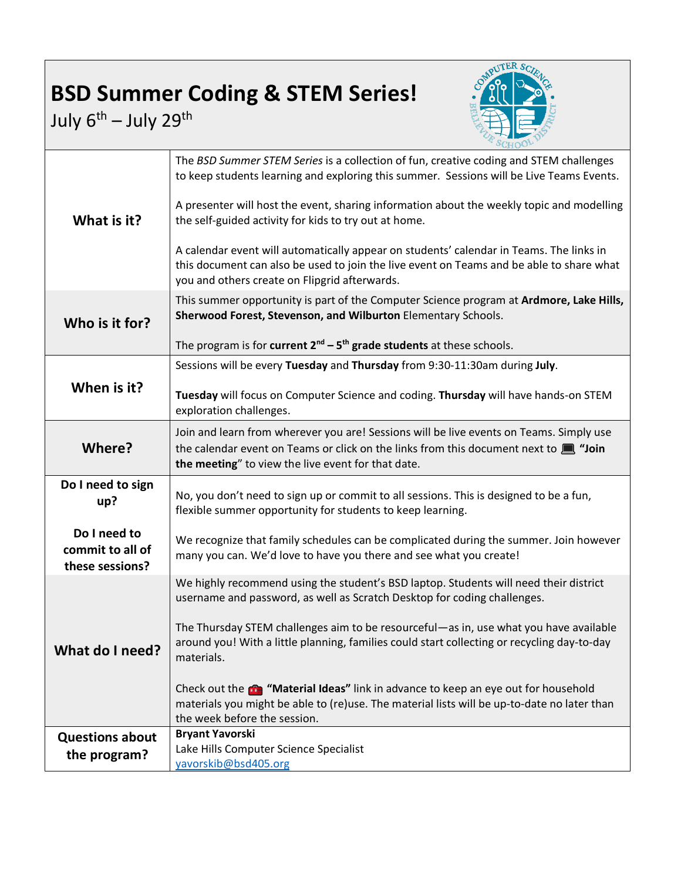# BSD Summer Coding & STEM Series!

July 6th – July 29th

| | |
|---|---|
| **What is it?** | The *BSD Summer STEM Series* is a collection of fun, creative coding and STEM challenges to keep students learning and exploring this summer. Sessions will be Live Teams Events.<br><br>A presenter will host the event, sharing information about the weekly topic and modelling the self-guided activity for kids to try out at home.<br><br>A calendar event will automatically appear on students' calendar in Teams. The links in this document can also be used to join the live event on Teams and be able to share what you and others create on Flipgrid afterwards. |
| **Who is it for?** | This summer opportunity is part of the Computer Science program at **Ardmore, Lake Hills, Sherwood Forest, Stevenson, and Wilburton** Elementary Schools.<br><br>The program is for **current 2nd – 5th grade students** at these schools. |
| **When is it?** | Sessions will be every **Tuesday** and **Thursday** from 9:30-11:30am during **July**.<br><br>**Tuesday** will focus on Computer Science and coding. **Thursday** will have hands-on STEM exploration challenges. |
| **Where?** | Join and learn from wherever you are! Sessions will be live events on Teams. Simply use the calendar event on Teams or click on the links from this document next to 💻 **"Join the meeting"** to view the live event for that date. |
| **Do I need to sign up?**<br><br>**Do I need to commit to all of these sessions?** | No, you don't need to sign up or commit to all sessions. This is designed to be a fun, flexible summer opportunity for students to keep learning.<br><br>We recognize that family schedules can be complicated during the summer. Join however many you can. We'd love to have you there and see what you create! |
| **What do I need?** | We highly recommend using the student's BSD laptop. Students will need their district username and password, as well as Scratch Desktop for coding challenges.<br><br>The Thursday STEM challenges aim to be resourceful—as in, use what you have available around you! With a little planning, families could start collecting or recycling day-to-day materials.<br><br>Check out the 🧰 **"Material Ideas"** link in advance to keep an eye out for household materials you might be able to (re)use. The material lists will be up-to-date no later than the week before the session. |
| **Questions about the program?** | **Bryant Yavorski**<br>Lake Hills Computer Science Specialist<br>yavorskib@bsd405.org |